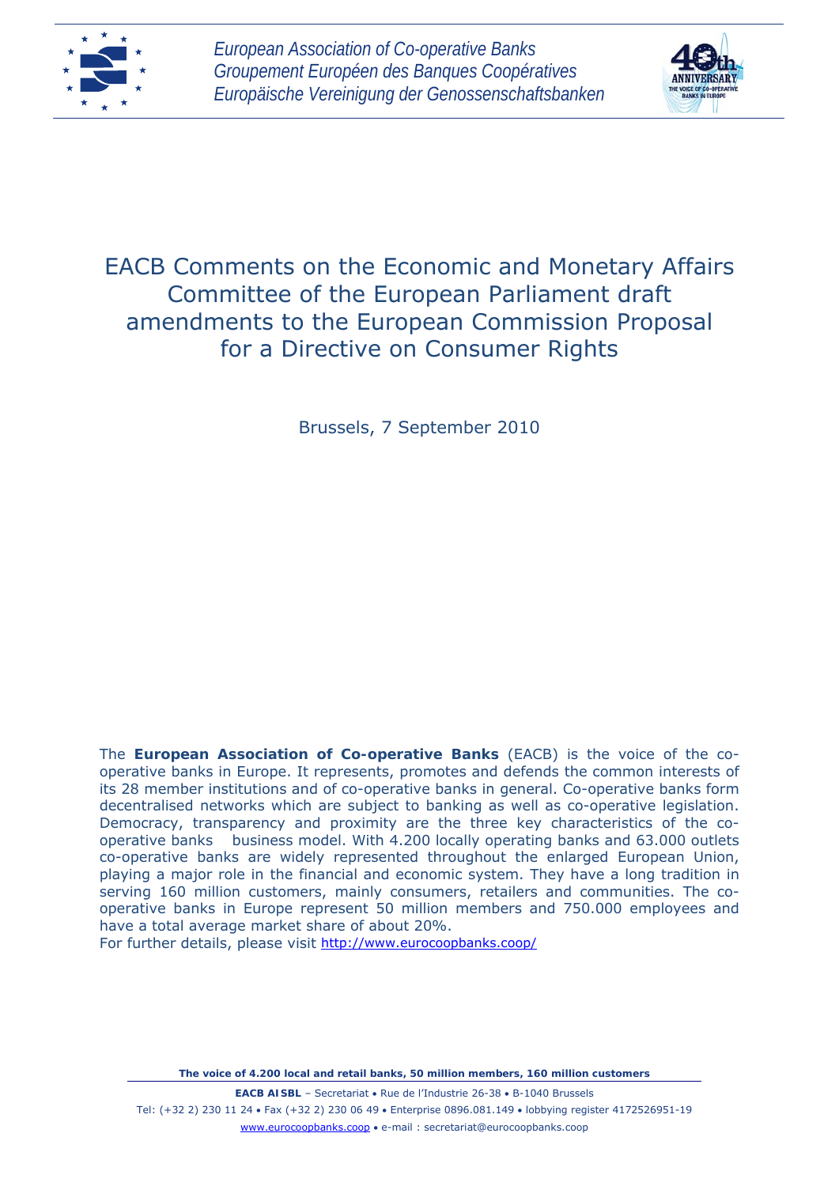European Association of Co-operative Banks
Groupement Européen des Banques Coopératives
Europäische Vereinigung der Genossenschaftsbanken

# EACB Comments on the Economic and Monetary Affairs Committee of the European Parliament draft amendments to the European Commission Proposal for a Directive on Consumer Rights

Brussels, 7 September 2010

The **European Association of Co-operative Banks** (EACB) is the voice of the co-operative banks in Europe. It represents, promotes and defends the common interests of its 28 member institutions and of co-operative banks in general. Co-operative banks form decentralised networks which are subject to banking as well as co-operative legislation. Democracy, transparency and proximity are the three key characteristics of the co-operative banks business model. With 4.200 locally operating banks and 63.000 outlets co-operative banks are widely represented throughout the enlarged European Union, playing a major role in the financial and economic system. They have a long tradition in serving 160 million customers, mainly consumers, retailers and communities. The co-operative banks in Europe represent 50 million members and 750.000 employees and have a total average market share of about 20%.
For further details, please visit http://www.eurocoopbanks.coop/

**The voice of 4.200 local and retail banks, 50 million members, 160 million customers**

**EACB AISBL** – Secretariat • Rue de l'Industrie 26-38 • B-1040 Brussels
Tel: (+32 2) 230 11 24 • Fax (+32 2) 230 06 49 • Enterprise 0896.081.149 • lobbying register 4172526951-19
www.eurocoopbanks.coop • e-mail : secretariat@eurocoopbanks.coop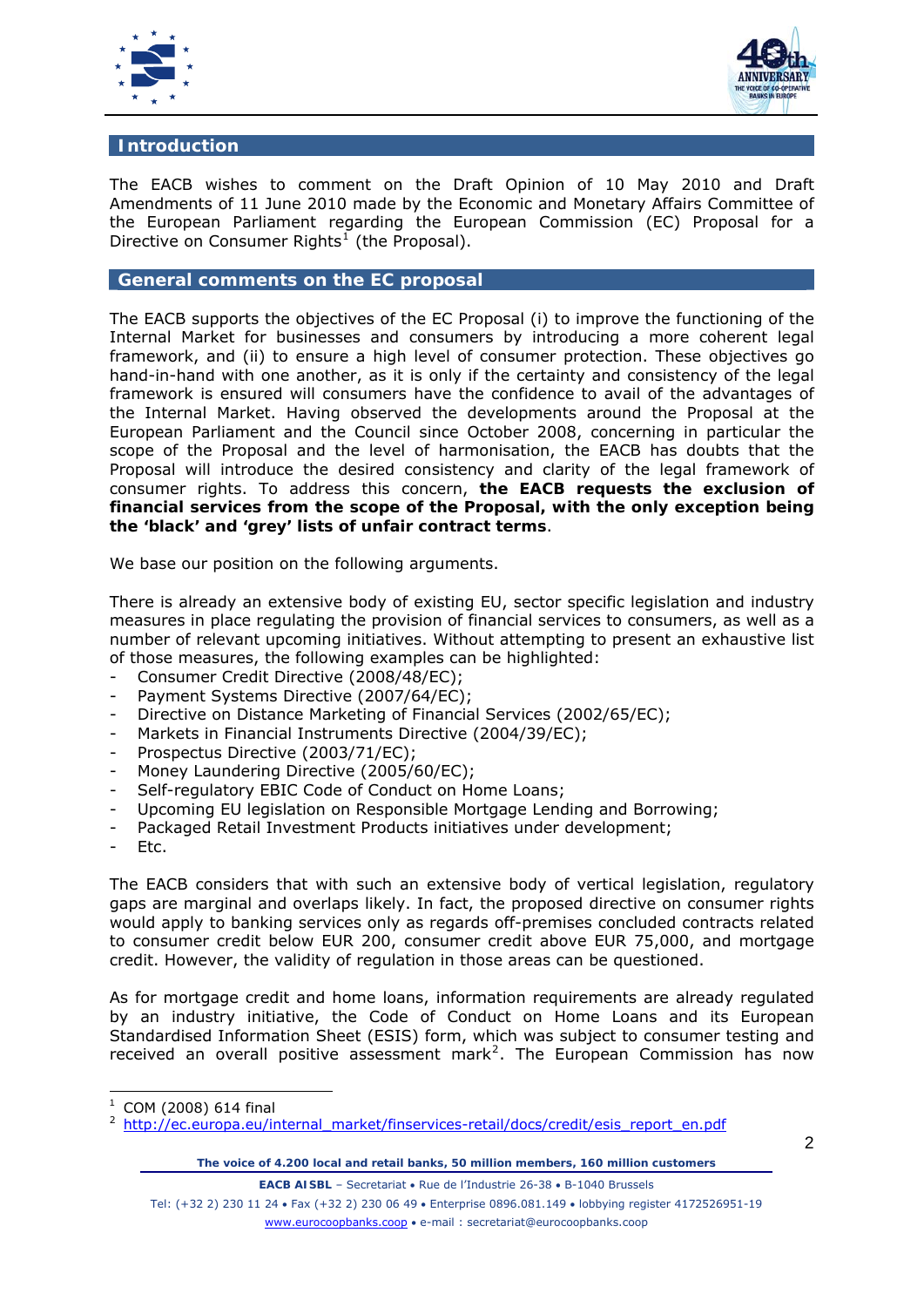## Introduction

The EACB wishes to comment on the Draft Opinion of 10 May 2010 and Draft Amendments of 11 June 2010 made by the Economic and Monetary Affairs Committee of the European Parliament regarding the European Commission (EC) Proposal for a Directive on Consumer Rights[1] (the Proposal).

## General comments on the EC proposal

The EACB supports the objectives of the EC Proposal (i) to improve the functioning of the Internal Market for businesses and consumers by introducing a more coherent legal framework, and (ii) to ensure a high level of consumer protection. These objectives go hand-in-hand with one another, as it is only if the certainty and consistency of the legal framework is ensured will consumers have the confidence to avail of the advantages of the Internal Market. Having observed the developments around the Proposal at the European Parliament and the Council since October 2008, concerning in particular the scope of the Proposal and the level of harmonisation, the EACB has doubts that the Proposal will introduce the desired consistency and clarity of the legal framework of consumer rights. To address this concern, **the EACB requests the exclusion of financial services from the scope of the Proposal, with the only exception being the 'black' and 'grey' lists of unfair contract terms**.

We base our position on the following arguments.

There is already an extensive body of existing EU, sector specific legislation and industry measures in place regulating the provision of financial services to consumers, as well as a number of relevant upcoming initiatives. Without attempting to present an exhaustive list of those measures, the following examples can be highlighted:

- Consumer Credit Directive (2008/48/EC);
- Payment Systems Directive (2007/64/EC);
- Directive on Distance Marketing of Financial Services (2002/65/EC);
- Markets in Financial Instruments Directive (2004/39/EC);
- Prospectus Directive (2003/71/EC);
- Money Laundering Directive (2005/60/EC);
- Self-regulatory EBIC Code of Conduct on Home Loans;
- Upcoming EU legislation on Responsible Mortgage Lending and Borrowing;
- Packaged Retail Investment Products initiatives under development;
- Etc.

The EACB considers that with such an extensive body of vertical legislation, regulatory gaps are marginal and overlaps likely. In fact, the proposed directive on consumer rights would apply to banking services only as regards off-premises concluded contracts related to consumer credit below EUR 200, consumer credit above EUR 75,000, and mortgage credit. However, the validity of regulation in those areas can be questioned.

As for mortgage credit and home loans, information requirements are already regulated by an industry initiative, the Code of Conduct on Home Loans and its European Standardised Information Sheet (ESIS) form, which was subject to consumer testing and received an overall positive assessment mark[2]. The European Commission has now

---

[1] COM (2008) 614 final

[2] http://ec.europa.eu/internal_market/finservices-retail/docs/credit/esis_report_en.pdf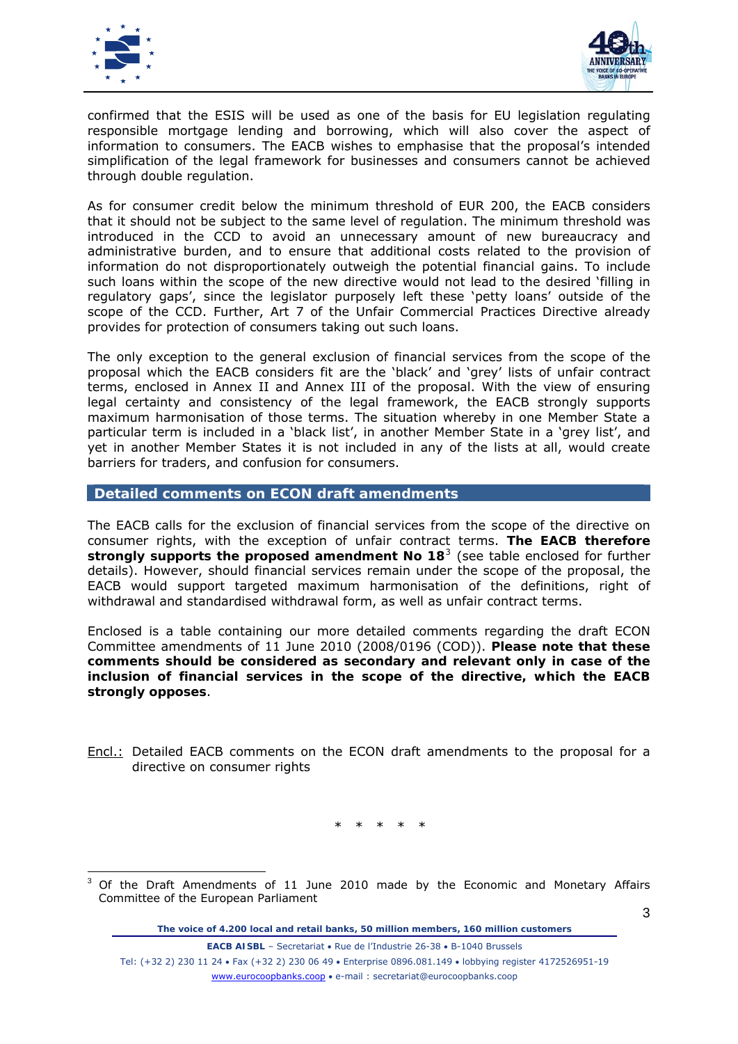confirmed that the ESIS will be used as one of the basis for EU legislation regulating responsible mortgage lending and borrowing, which will also cover the aspect of information to consumers. The EACB wishes to emphasise that the proposal's intended simplification of the legal framework for businesses and consumers cannot be achieved through double regulation.

As for consumer credit below the minimum threshold of EUR 200, the EACB considers that it should not be subject to the same level of regulation. The minimum threshold was introduced in the CCD to avoid an unnecessary amount of new bureaucracy and administrative burden, and to ensure that additional costs related to the provision of information do not disproportionately outweigh the potential financial gains. To include such loans within the scope of the new directive would not lead to the desired 'filling in regulatory gaps', since the legislator purposely left these 'petty loans' outside of the scope of the CCD. Further, Art 7 of the Unfair Commercial Practices Directive already provides for protection of consumers taking out such loans.

The only exception to the general exclusion of financial services from the scope of the proposal which the EACB considers fit are the 'black' and 'grey' lists of unfair contract terms, enclosed in Annex II and Annex III of the proposal. With the view of ensuring legal certainty and consistency of the legal framework, the EACB strongly supports maximum harmonisation of those terms. The situation whereby in one Member State a particular term is included in a 'black list', in another Member State in a 'grey list', and yet in another Member States it is not included in any of the lists at all, would create barriers for traders, and confusion for consumers.

## Detailed comments on ECON draft amendments

The EACB calls for the exclusion of financial services from the scope of the directive on consumer rights, with the exception of unfair contract terms. **The EACB therefore strongly supports the proposed amendment No 18**[3] (see table enclosed for further details). However, should financial services remain under the scope of the proposal, the EACB would support targeted maximum harmonisation of the definitions, right of withdrawal and standardised withdrawal form, as well as unfair contract terms.

Enclosed is a table containing our more detailed comments regarding the draft ECON Committee amendments of 11 June 2010 (2008/0196 (COD)). **Please note that these comments should be considered as secondary and relevant only in case of the inclusion of financial services in the scope of the directive, which the EACB strongly opposes**.

Encl.: Detailed EACB comments on the ECON draft amendments to the proposal for a directive on consumer rights

\* \* \* \* \*

[3] Of the Draft Amendments of 11 June 2010 made by the Economic and Monetary Affairs Committee of the European Parliament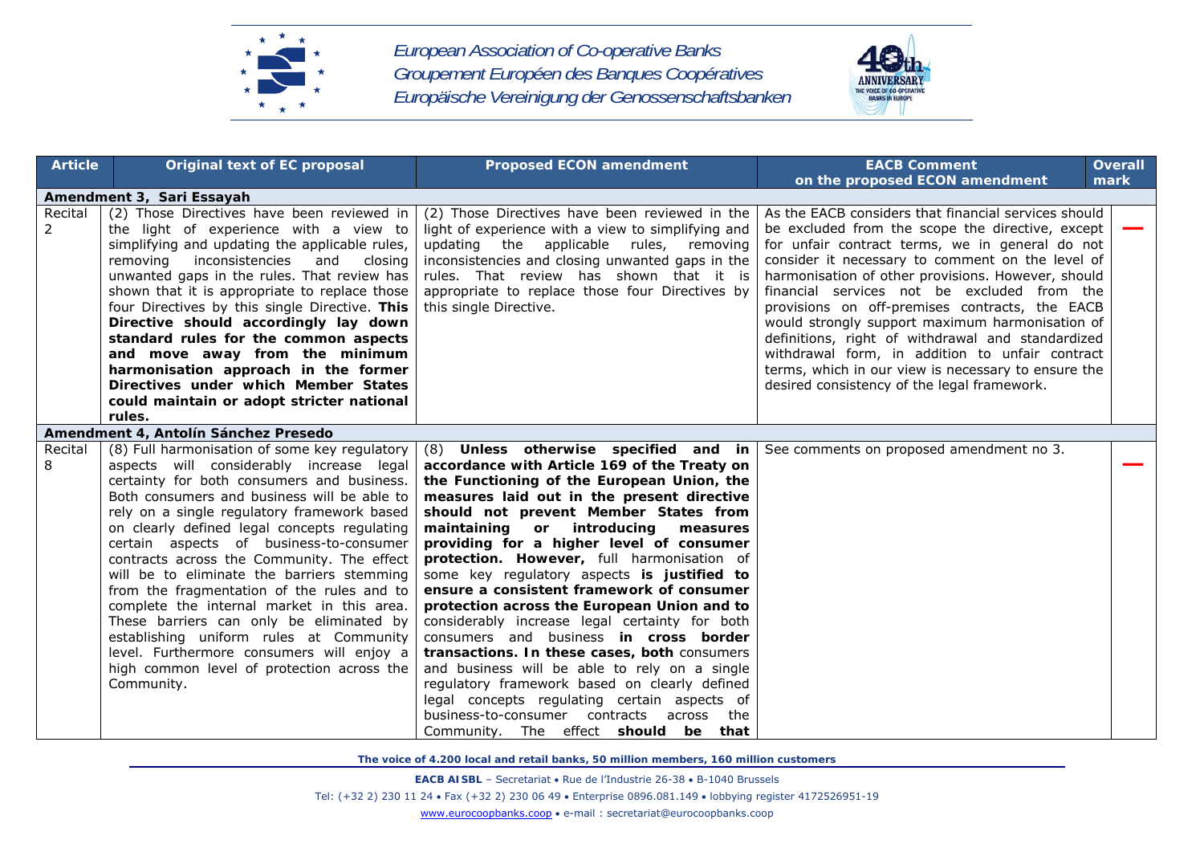| Article | Original text of EC proposal | Proposed ECON amendment | EACB Comment on the proposed ECON amendment | Overall mark |
|---|---|---|---|---|
| **Amendment 3, Sari Essayah** | | | | |
| Recital 2 | (2) Those Directives have been reviewed in the light of experience with a view to simplifying and updating the applicable rules, removing inconsistencies and closing unwanted gaps in the rules. That review has shown that it is appropriate to replace those four Directives by this single Directive. **This Directive should accordingly lay down standard rules for the common aspects and move away from the minimum harmonisation approach in the former Directives under which Member States could maintain or adopt stricter national rules.** | (2) Those Directives have been reviewed in the light of experience with a view to simplifying and updating the applicable rules, removing inconsistencies and closing unwanted gaps in the rules. That review has shown that it is appropriate to replace those four Directives by this single Directive. | As the EACB considers that financial services should be excluded from the scope the directive, except for unfair contract terms, we in general do not consider it necessary to comment on the level of harmonisation of other provisions. However, should financial services not be excluded from the provisions on off-premises contracts, the EACB would strongly support maximum harmonisation of definitions, right of withdrawal and standardized withdrawal form, in addition to unfair contract terms, which in our view is necessary to ensure the desired consistency of the legal framework. | — |
| **Amendment 4, Antolín Sánchez Presedo** | | | | |
| Recital 8 | (8) Full harmonisation of some key regulatory aspects will considerably increase legal certainty for both consumers and business. Both consumers and business will be able to rely on a single regulatory framework based on clearly defined legal concepts regulating certain aspects of business-to-consumer contracts across the Community. The effect will be to eliminate the barriers stemming from the fragmentation of the rules and to complete the internal market in this area. These barriers can only be eliminated by establishing uniform rules at Community level. Furthermore consumers will enjoy a high common level of protection across the Community. | (8) **Unless otherwise specified and in accordance with Article 169 of the Treaty on the Functioning of the European Union, the measures laid out in the present directive should not prevent Member States from maintaining or introducing measures providing for a higher level of consumer protection. However,** full harmonisation of some key regulatory aspects **is justified to ensure a consistent framework of consumer protection across the European Union and to** considerably increase legal certainty for both consumers and business **in cross border transactions. In these cases, both** consumers and business will be able to rely on a single regulatory framework based on clearly defined legal concepts regulating certain aspects of business-to-consumer contracts across the Community. The effect **should be that** | See comments on proposed amendment no 3. | — |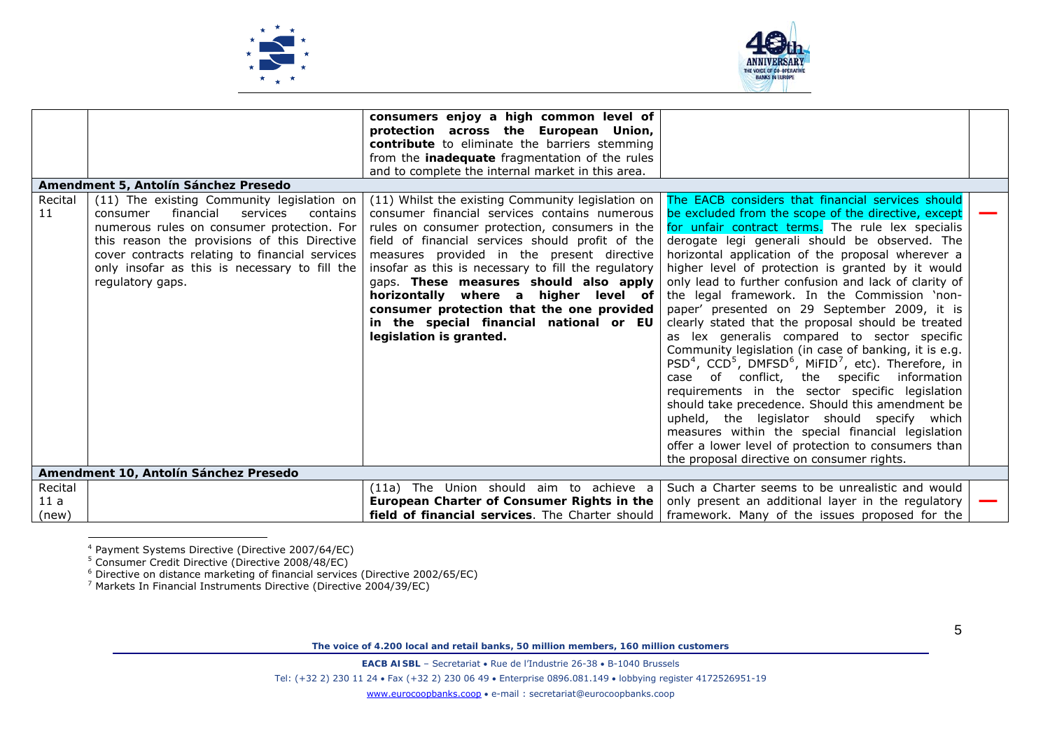| | | | | |
|---|---|---|---|---|
| | | **consumers enjoy a high common level of protection across the European Union, contribute** to eliminate the barriers stemming from the **inadequate** fragmentation of the rules and to complete the internal market in this area. | | |
| **Amendment 5, Antolín Sánchez Presedo** | | | | |
| Recital 11 | (11) The existing Community legislation on consumer financial services contains numerous rules on consumer protection. For this reason the provisions of this Directive cover contracts relating to financial services only insofar as this is necessary to fill the regulatory gaps. | (11) Whilst the existing Community legislation on consumer financial services contains numerous rules on consumer protection, consumers in the field of financial services should profit of the measures provided in the present directive insofar as this is necessary to fill the regulatory gaps. **These measures should also apply horizontally where a higher level of consumer protection that the one provided in the special financial national or EU legislation is granted.** | The EACB considers that financial services should be excluded from the scope of the directive, except for unfair contract terms. The rule lex specialis derogate legi generali should be observed. The horizontal application of the proposal wherever a higher level of protection is granted by it would only lead to further confusion and lack of clarity of the legal framework. In the Commission 'non-paper' presented on 29 September 2009, it is clearly stated that the proposal should be treated as lex generalis compared to sector specific Community legislation (in case of banking, it is e.g. PSD[4], CCD[5], DMFSD[6], MiFID[7], etc). Therefore, in case of conflict, the specific information requirements in the sector specific legislation should take precedence. Should this amendment be upheld, the legislator should specify which measures within the special financial legislation offer a lower level of protection to consumers than the proposal directive on consumer rights. | — |
| **Amendment 10, Antolín Sánchez Presedo** | | | | |
| Recital 11 a (new) | | (11a) The Union should aim to achieve a **European Charter of Consumer Rights in the field of financial services**. The Charter should | Such a Charter seems to be unrealistic and would only present an additional layer in the regulatory framework. Many of the issues proposed for the | — |

[4] Payment Systems Directive (Directive 2007/64/EC)
[5] Consumer Credit Directive (Directive 2008/48/EC)
[6] Directive on distance marketing of financial services (Directive 2002/65/EC)
[7] Markets In Financial Instruments Directive (Directive 2004/39/EC)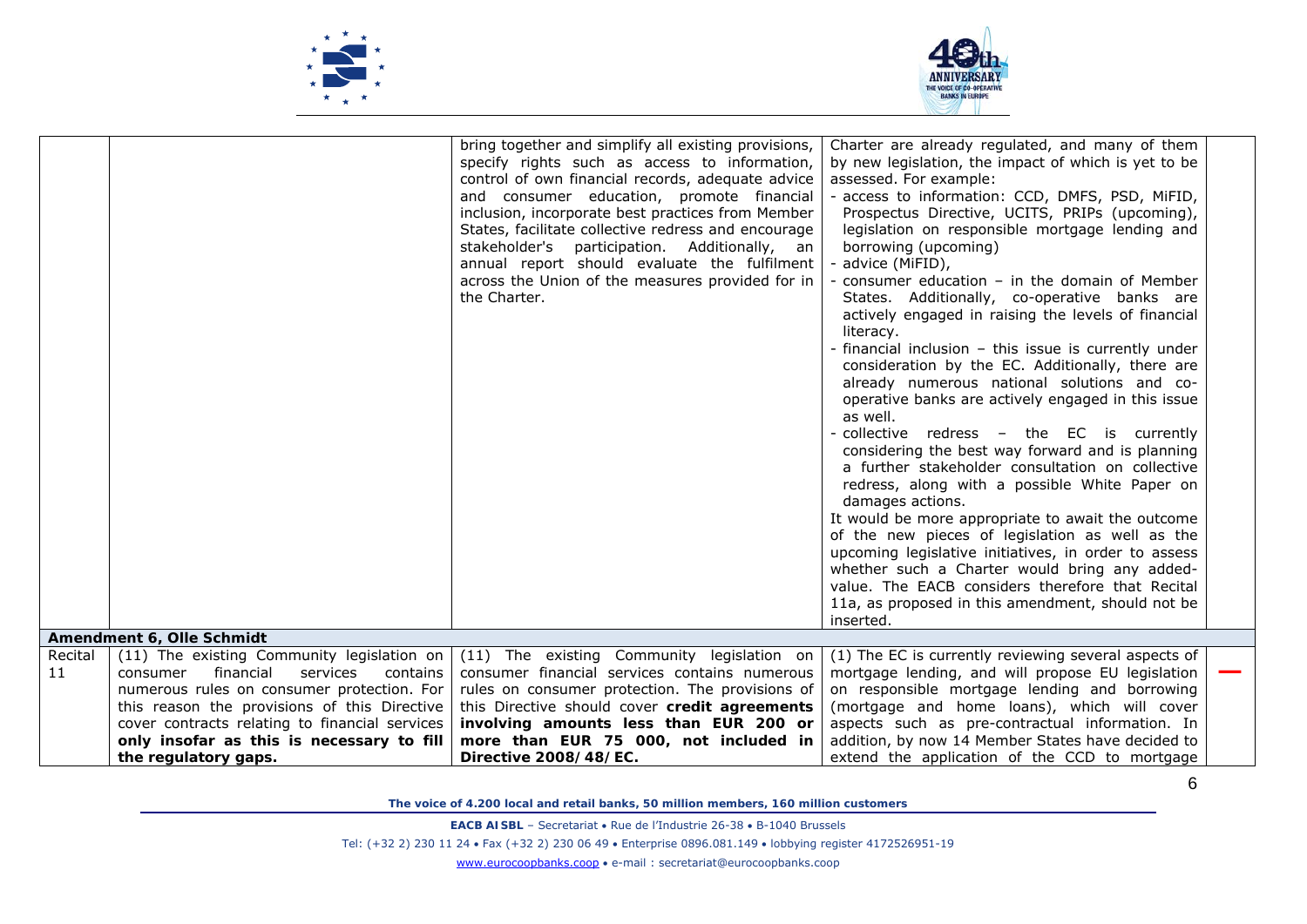| | | | | |
|---|---|---|---|---|
| | | bring together and simplify all existing provisions, specify rights such as access to information, control of own financial records, adequate advice and consumer education, promote financial inclusion, incorporate best practices from Member States, facilitate collective redress and encourage stakeholder's participation. Additionally, an annual report should evaluate the fulfilment across the Union of the measures provided for in the Charter. | Charter are already regulated, and many of them by new legislation, the impact of which is yet to be assessed. For example:<br>- access to information: CCD, DMFS, PSD, MiFID, Prospectus Directive, UCITS, PRIPs (upcoming), legislation on responsible mortgage lending and borrowing (upcoming)<br>- advice (MiFID),<br>- consumer education – in the domain of Member States. Additionally, co-operative banks are actively engaged in raising the levels of financial literacy.<br>- financial inclusion – this issue is currently under consideration by the EC. Additionally, there are already numerous national solutions and co-operative banks are actively engaged in this issue as well.<br>- collective redress – the EC is currently considering the best way forward and is planning a further stakeholder consultation on collective redress, along with a possible White Paper on damages actions.<br>It would be more appropriate to await the outcome of the new pieces of legislation as well as the upcoming legislative initiatives, in order to assess whether such a Charter would bring any added-value. The EACB considers therefore that Recital 11a, as proposed in this amendment, should not be inserted. | |
| **Amendment 6, Olle Schmidt** | | | | |
| Recital 11 | (11) The existing Community legislation on consumer financial services contains numerous rules on consumer protection. For this reason the provisions of this Directive cover contracts relating to financial services **only insofar as this is necessary to fill the regulatory gaps.** | (11) The existing Community legislation on consumer financial services contains numerous rules on consumer protection. The provisions of this Directive should cover **credit agreements involving amounts less than EUR 200 or more than EUR 75 000, not included in Directive 2008/48/EC.** | (1) The EC is currently reviewing several aspects of mortgage lending, and will propose EU legislation on responsible mortgage lending and borrowing (mortgage and home loans), which will cover aspects such as pre-contractual information. In addition, by now 14 Member States have decided to extend the application of the CCD to mortgage | — |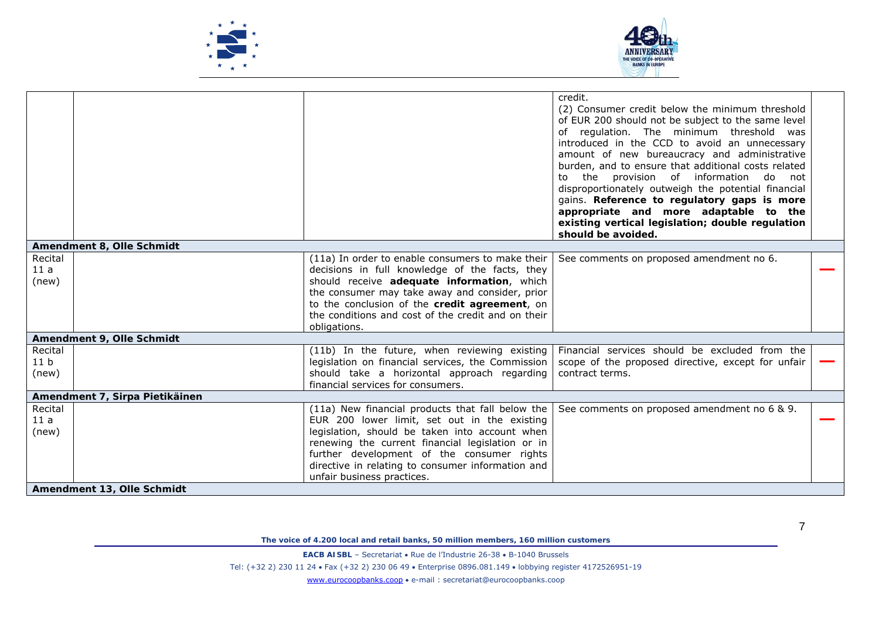| | | | | |
|---|---|---|---|---|
| | | | credit.<br>(2) Consumer credit below the minimum threshold of EUR 200 should not be subject to the same level of regulation. The minimum threshold was introduced in the CCD to avoid an unnecessary amount of new bureaucracy and administrative burden, and to ensure that additional costs related to the provision of information do not disproportionately outweigh the potential financial gains. **Reference to regulatory gaps is more appropriate and more adaptable to the existing vertical legislation; double regulation should be avoided.** | |
| **Amendment 8, Olle Schmidt** | | | | |
| Recital 11 a (new) | | (11a) In order to enable consumers to make their decisions in full knowledge of the facts, they should receive **adequate information**, which the consumer may take away and consider, prior to the conclusion of the **credit agreement**, on the conditions and cost of the credit and on their obligations. | See comments on proposed amendment no 6. | — |
| **Amendment 9, Olle Schmidt** | | | | |
| Recital 11 b (new) | | (11b) In the future, when reviewing existing legislation on financial services, the Commission should take a horizontal approach regarding financial services for consumers. | Financial services should be excluded from the scope of the proposed directive, except for unfair contract terms. | — |
| **Amendment 7, Sirpa Pietikäinen** | | | | |
| Recital 11 a (new) | | (11a) New financial products that fall below the EUR 200 lower limit, set out in the existing legislation, should be taken into account when renewing the current financial legislation or in further development of the consumer rights directive in relating to consumer information and unfair business practices. | See comments on proposed amendment no 6 & 9. | — |
| **Amendment 13, Olle Schmidt** | | | | |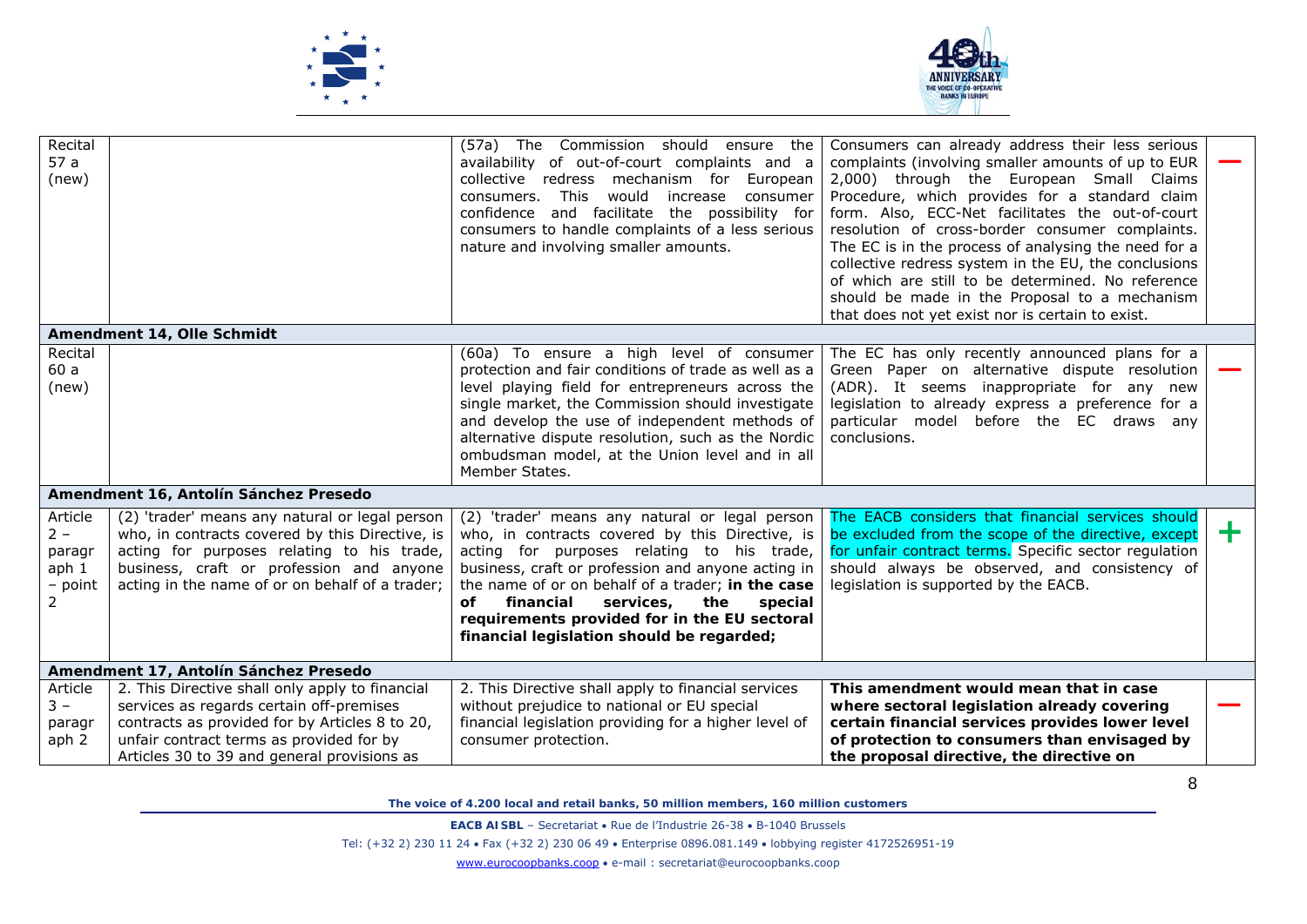| | | | | |
|---|---|---|---|---|
| Recital 57 a (new) | | (57a) The Commission should ensure the availability of out-of-court complaints and a collective redress mechanism for European consumers. This would increase consumer confidence and facilitate the possibility for consumers to handle complaints of a less serious nature and involving smaller amounts. | Consumers can already address their less serious complaints (involving smaller amounts of up to EUR 2,000) through the European Small Claims Procedure, which provides for a standard claim form. Also, ECC-Net facilitates the out-of-court resolution of cross-border consumer complaints. The EC is in the process of analysing the need for a collective redress system in the EU, the conclusions of which are still to be determined. No reference should be made in the Proposal to a mechanism that does not yet exist nor is certain to exist. | — |
| **Amendment 14, Olle Schmidt** | | | | |
| Recital 60 a (new) | | (60a) To ensure a high level of consumer protection and fair conditions of trade as well as a level playing field for entrepreneurs across the single market, the Commission should investigate and develop the use of independent methods of alternative dispute resolution, such as the Nordic ombudsman model, at the Union level and in all Member States. | The EC has only recently announced plans for a Green Paper on alternative dispute resolution (ADR). It seems inappropriate for any new legislation to already express a preference for a particular model before the EC draws any conclusions. | — |
| **Amendment 16, Antolín Sánchez Presedo** | | | | |
| Article 2 – paragraph 1 – point 2 | (2) 'trader' means any natural or legal person who, in contracts covered by this Directive, is acting for purposes relating to his trade, business, craft or profession and anyone acting in the name of or on behalf of a trader; | (2) 'trader' means any natural or legal person who, in contracts covered by this Directive, is acting for purposes relating to his trade, business, craft or profession and anyone acting in the name of or on behalf of a trader; **in the case of financial services, the special requirements provided for in the EU sectoral financial legislation should be regarded;** | The EACB considers that financial services should be excluded from the scope of the directive, except for unfair contract terms. Specific sector regulation should always be observed, and consistency of legislation is supported by the EACB. | + |
| **Amendment 17, Antolín Sánchez Presedo** | | | | |
| Article 3 – paragraph 2 | 2. This Directive shall only apply to financial services as regards certain off-premises contracts as provided for by Articles 8 to 20, unfair contract terms as provided for by Articles 30 to 39 and general provisions as | 2. This Directive shall apply to financial services without prejudice to national or EU special financial legislation providing for a higher level of consumer protection. | **This amendment would mean that in case where sectoral legislation already covering certain financial services provides lower level of protection to consumers than envisaged by the proposal directive, the directive on** | — |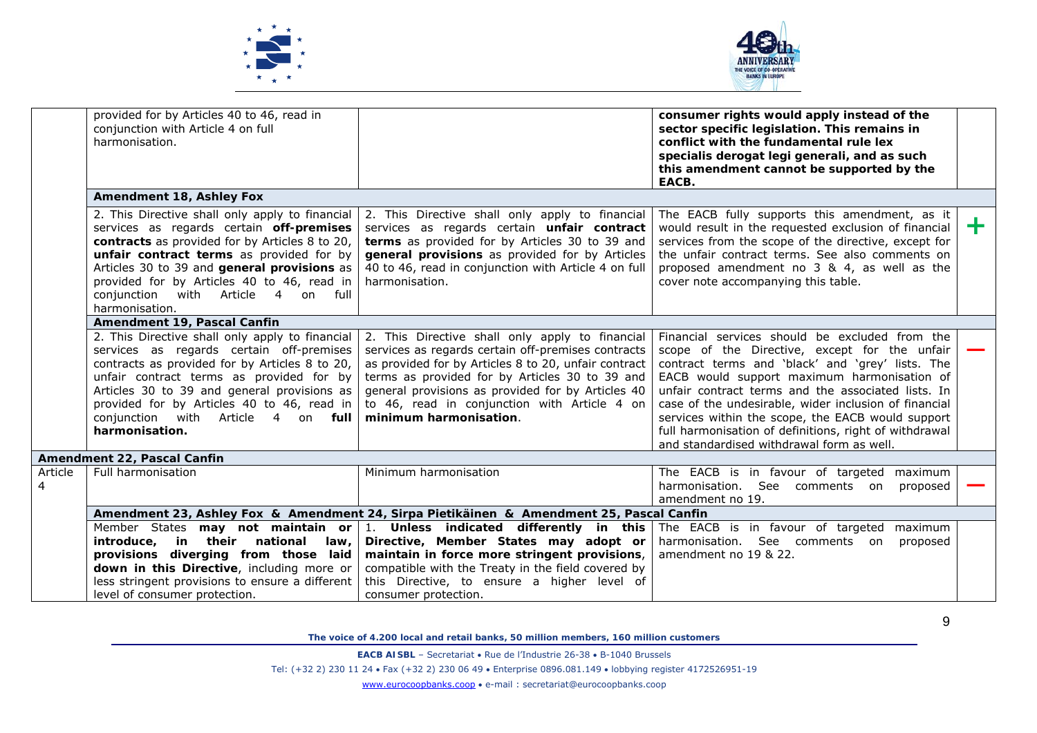| | | | | |
|---|---|---|---|---|
| | provided for by Articles 40 to 46, read in conjunction with Article 4 on full harmonisation. | | **consumer rights would apply instead of the sector specific legislation. This remains in conflict with the fundamental rule lex specialis derogat legi generali, and as such this amendment cannot be supported by the EACB.** | |
| | **Amendment 18, Ashley Fox** | | | |
| | 2. This Directive shall only apply to financial services as regards certain **off-premises contracts** as provided for by Articles 8 to 20, **unfair contract terms** as provided for by Articles 30 to 39 and **general provisions** as provided for by Articles 40 to 46, read in conjunction with Article 4 on full harmonisation. | 2. This Directive shall only apply to financial services as regards certain **unfair contract terms** as provided for by Articles 30 to 39 and **general provisions** as provided for by Articles 40 to 46, read in conjunction with Article 4 on full harmonisation. | The EACB fully supports this amendment, as it would result in the requested exclusion of financial services from the scope of the directive, except for the unfair contract terms. See also comments on proposed amendment no 3 & 4, as well as the cover note accompanying this table. | + |
| | **Amendment 19, Pascal Canfin** | | | |
| | 2. This Directive shall only apply to financial services as regards certain off-premises contracts as provided for by Articles 8 to 20, unfair contract terms as provided for by Articles 30 to 39 and general provisions as provided for by Articles 40 to 46, read in conjunction with Article 4 on **full harmonisation.** | 2. This Directive shall only apply to financial services as regards certain off-premises contracts as provided for by Articles 8 to 20, unfair contract terms as provided for by Articles 30 to 39 and general provisions as provided for by Articles 40 to 46, read in conjunction with Article 4 on **minimum harmonisation**. | Financial services should be excluded from the scope of the Directive, except for the unfair contract terms and 'black' and 'grey' lists. The EACB would support maximum harmonisation of unfair contract terms and the associated lists. In case of the undesirable, wider inclusion of financial services within the scope, the EACB would support full harmonisation of definitions, right of withdrawal and standardised withdrawal form as well. | — |
| **Amendment 22, Pascal Canfin** | | | | |
| Article 4 | Full harmonisation | Minimum harmonisation | The EACB is in favour of targeted maximum harmonisation. See comments on proposed amendment no 19. | — |
| | **Amendment 23, Ashley Fox & Amendment 24, Sirpa Pietikäinen & Amendment 25, Pascal Canfin** | | | |
| | Member States **may not maintain or introduce, in their national law, provisions diverging from those laid down in this Directive**, including more or less stringent provisions to ensure a different level of consumer protection. | 1. **Unless indicated differently in this Directive, Member States may adopt or maintain in force more stringent provisions**, compatible with the Treaty in the field covered by this Directive, to ensure a higher level of consumer protection. | The EACB is in favour of targeted maximum harmonisation. See comments on proposed amendment no 19 & 22. | |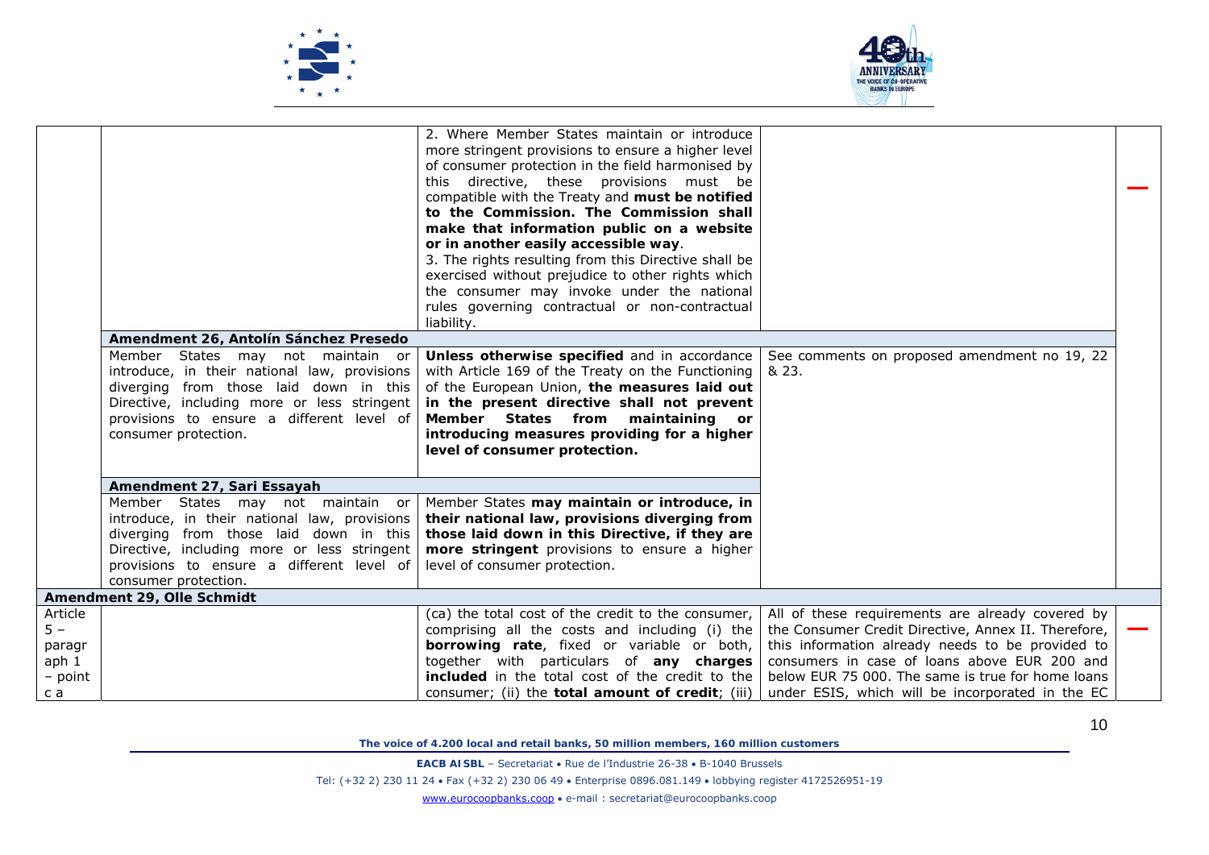| | | | | |
|---|---|---|---|---|
| | | 2. Where Member States maintain or introduce more stringent provisions to ensure a higher level of consumer protection in the field harmonised by this directive, these provisions must be compatible with the Treaty and **must be notified to the Commission. The Commission shall make that information public on a website or in another easily accessible way**.<br>3. The rights resulting from this Directive shall be exercised without prejudice to other rights which the consumer may invoke under the national rules governing contractual or non-contractual liability. | | — |
| | **Amendment 26, Antolín Sánchez Presedo** | | | |
| | Member States may not maintain or introduce, in their national law, provisions diverging from those laid down in this Directive, including more or less stringent provisions to ensure a different level of consumer protection. | **Unless otherwise specified** and in accordance with Article 169 of the Treaty on the Functioning of the European Union, **the measures laid out in the present directive shall not prevent Member States from maintaining or introducing measures providing for a higher level of consumer protection.** | See comments on proposed amendment no 19, 22 & 23. | |
| | **Amendment 27, Sari Essayah** | | | |
| | Member States may not maintain or introduce, in their national law, provisions diverging from those laid down in this Directive, including more or less stringent provisions to ensure a different level of consumer protection. | Member States **may maintain or introduce, in their national law, provisions diverging from those laid down in this Directive, if they are more stringent** provisions to ensure a higher level of consumer protection. | | |
| **Amendment 29, Olle Schmidt** | | | | |
| Article 5 – paragraph 1 – point c a | | (ca) the total cost of the credit to the consumer, comprising all the costs and including (i) the **borrowing rate**, fixed or variable or both, together with particulars of **any charges included** in the total cost of the credit to the consumer; (ii) the **total amount of credit**; (iii) | All of these requirements are already covered by the Consumer Credit Directive, Annex II. Therefore, this information already needs to be provided to consumers in case of loans above EUR 200 and below EUR 75 000. The same is true for home loans under ESIS, which will be incorporated in the EC | — |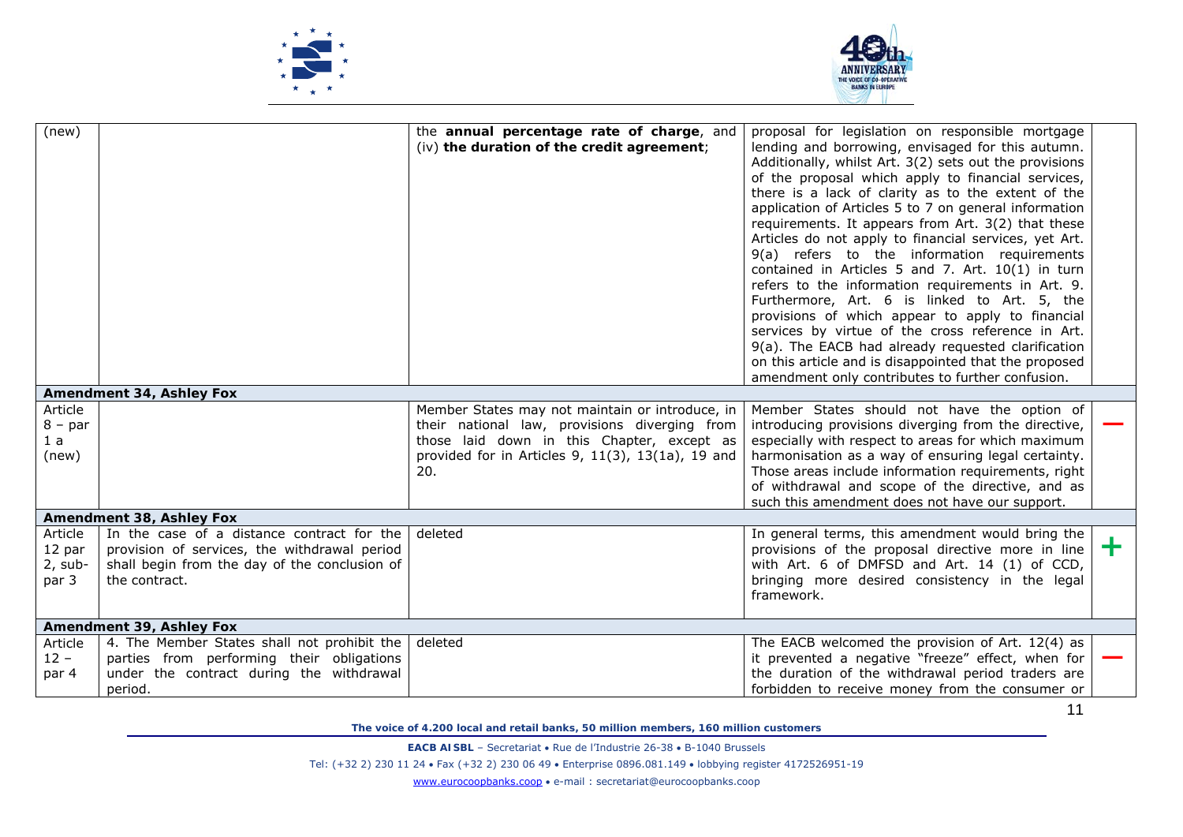| | | | | |
|---|---|---|---|---|
| (new) | | the **annual percentage rate of charge**, and (iv) **the duration of the credit agreement**; | proposal for legislation on responsible mortgage lending and borrowing, envisaged for this autumn. Additionally, whilst Art. 3(2) sets out the provisions of the proposal which apply to financial services, there is a lack of clarity as to the extent of the application of Articles 5 to 7 on general information requirements. It appears from Art. 3(2) that these Articles do not apply to financial services, yet Art. 9(a) refers to the information requirements contained in Articles 5 and 7. Art. 10(1) in turn refers to the information requirements in Art. 9. Furthermore, Art. 6 is linked to Art. 5, the provisions of which appear to apply to financial services by virtue of the cross reference in Art. 9(a). The EACB had already requested clarification on this article and is disappointed that the proposed amendment only contributes to further confusion. | |
| **Amendment 34, Ashley Fox** | | | | |
| Article 8 – par 1 a (new) | | Member States may not maintain or introduce, in their national law, provisions diverging from those laid down in this Chapter, except as provided for in Articles 9, 11(3), 13(1a), 19 and 20. | Member States should not have the option of introducing provisions diverging from the directive, especially with respect to areas for which maximum harmonisation as a way of ensuring legal certainty. Those areas include information requirements, right of withdrawal and scope of the directive, and as such this amendment does not have our support. | — |
| **Amendment 38, Ashley Fox** | | | | |
| Article 12 par 2, sub-par 3 | In the case of a distance contract for the provision of services, the withdrawal period shall begin from the day of the conclusion of the contract. | deleted | In general terms, this amendment would bring the provisions of the proposal directive more in line with Art. 6 of DMFSD and Art. 14 (1) of CCD, bringing more desired consistency in the legal framework. | + |
| **Amendment 39, Ashley Fox** | | | | |
| Article 12 – par 4 | 4. The Member States shall not prohibit the parties from performing their obligations under the contract during the withdrawal period. | deleted | The EACB welcomed the provision of Art. 12(4) as it prevented a negative "freeze" effect, when for the duration of the withdrawal period traders are forbidden to receive money from the consumer or | — |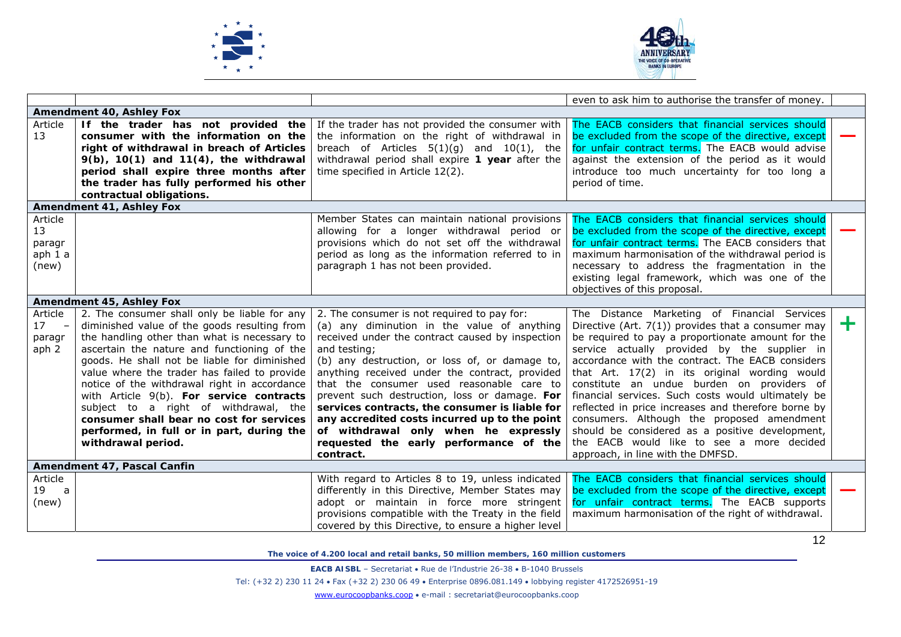| | | | | |
|---|---|---|---|---|
| | | | even to ask him to authorise the transfer of money. | |
| **Amendment 40, Ashley Fox** | | | | |
| Article 13 | **If the trader has not provided the consumer with the information on the right of withdrawal in breach of Articles 9(b), 10(1) and 11(4), the withdrawal period shall expire three months after the trader has fully performed his other contractual obligations.** | If the trader has not provided the consumer with the information on the right of withdrawal in breach of Articles 5(1)(g) and 10(1), the withdrawal period shall expire **1 year** after the time specified in Article 12(2). | The EACB considers that financial services should be excluded from the scope of the directive, except for unfair contract terms. The EACB would advise against the extension of the period as it would introduce too much uncertainty for too long a period of time. | — |
| **Amendment 41, Ashley Fox** | | | | |
| Article 13 paragraph 1 a (new) | | Member States can maintain national provisions allowing for a longer withdrawal period or provisions which do not set off the withdrawal period as long as the information referred to in paragraph 1 has not been provided. | The EACB considers that financial services should be excluded from the scope of the directive, except for unfair contract terms. The EACB considers that maximum harmonisation of the withdrawal period is necessary to address the fragmentation in the existing legal framework, which was one of the objectives of this proposal. | — |
| **Amendment 45, Ashley Fox** | | | | |
| Article 17 – paragraph 2 | 2. The consumer shall only be liable for any diminished value of the goods resulting from the handling other than what is necessary to ascertain the nature and functioning of the goods. He shall not be liable for diminished value where the trader has failed to provide notice of the withdrawal right in accordance with Article 9(b). **For service contracts subject to a right of withdrawal, the consumer shall bear no cost for services performed, in full or in part, during the withdrawal period.** | 2. The consumer is not required to pay for:<br>(a) any diminution in the value of anything received under the contract caused by inspection and testing;<br>(b) any destruction, or loss of, or damage to, anything received under the contract, provided that the consumer used reasonable care to prevent such destruction, loss or damage. **For services contracts, the consumer is liable for any accredited costs incurred up to the point of withdrawal only when he expressly requested the early performance of the contract.** | The Distance Marketing of Financial Services Directive (Art. 7(1)) provides that a consumer may be required to pay a proportionate amount for the service actually provided by the supplier in accordance with the contract. The EACB considers that Art. 17(2) in its original wording would constitute an undue burden on providers of financial services. Such costs would ultimately be reflected in price increases and therefore borne by consumers. Although the proposed amendment should be considered as a positive development, the EACB would like to see a more decided approach, in line with the DMFSD. | + |
| **Amendment 47, Pascal Canfin** | | | | |
| Article 19 a (new) | | With regard to Articles 8 to 19, unless indicated differently in this Directive, Member States may adopt or maintain in force more stringent provisions compatible with the Treaty in the field covered by this Directive, to ensure a higher level | The EACB considers that financial services should be excluded from the scope of the directive, except for unfair contract terms. The EACB supports maximum harmonisation of the right of withdrawal. | — |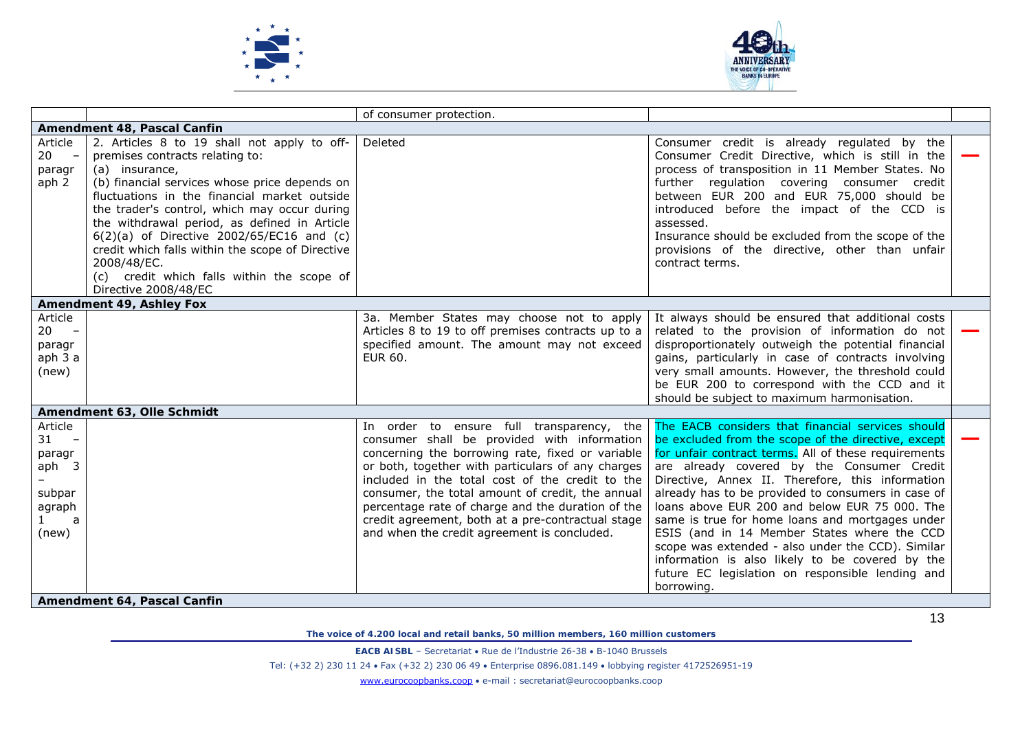| | | | | |
|---|---|---|---|---|
| | | of consumer protection. | | |
| **Amendment 48, Pascal Canfin** | | | | |
| Article 20 – paragraph 2 | 2. Articles 8 to 19 shall not apply to off-premises contracts relating to:<br>(a) insurance,<br>(b) financial services whose price depends on fluctuations in the financial market outside the trader's control, which may occur during the withdrawal period, as defined in Article 6(2)(a) of Directive 2002/65/EC16 and (c) credit which falls within the scope of Directive 2008/48/EC.<br>(c) credit which falls within the scope of Directive 2008/48/EC | Deleted | Consumer credit is already regulated by the Consumer Credit Directive, which is still in the process of transposition in 11 Member States. No further regulation covering consumer credit between EUR 200 and EUR 75,000 should be introduced before the impact of the CCD is assessed.<br>Insurance should be excluded from the scope of the provisions of the directive, other than unfair contract terms. | — |
| **Amendment 49, Ashley Fox** | | | | |
| Article 20 – paragraph 3 a (new) | | 3a. Member States may choose not to apply Articles 8 to 19 to off premises contracts up to a specified amount. The amount may not exceed EUR 60. | It always should be ensured that additional costs related to the provision of information do not disproportionately outweigh the potential financial gains, particularly in case of contracts involving very small amounts. However, the threshold could be EUR 200 to correspond with the CCD and it should be subject to maximum harmonisation. | — |
| **Amendment 63, Olle Schmidt** | | | | |
| Article 31 – paragraph 3 – subparagraph 1 a (new) | | In order to ensure full transparency, the consumer shall be provided with information concerning the borrowing rate, fixed or variable or both, together with particulars of any charges included in the total cost of the credit to the consumer, the total amount of credit, the annual percentage rate of charge and the duration of the credit agreement, both at a pre-contractual stage and when the credit agreement is concluded. | The EACB considers that financial services should be excluded from the scope of the directive, except for unfair contract terms. All of these requirements are already covered by the Consumer Credit Directive, Annex II. Therefore, this information already has to be provided to consumers in case of loans above EUR 200 and below EUR 75 000. The same is true for home loans and mortgages under ESIS (and in 14 Member States where the CCD scope was extended - also under the CCD). Similar information is also likely to be covered by the future EC legislation on responsible lending and borrowing. | — |
| **Amendment 64, Pascal Canfin** | | | | |

The voice of 4.200 local and retail banks, 50 million members, 160 million customers

EACB AISBL – Secretariat • Rue de l'Industrie 26-38 • B-1040 Brussels

Tel: (+32 2) 230 11 24 • Fax (+32 2) 230 06 49 • Enterprise 0896.081.149 • lobbying register 4172526951-19

www.eurocoopbanks.coop • e-mail : secretariat@eurocoopbanks.coop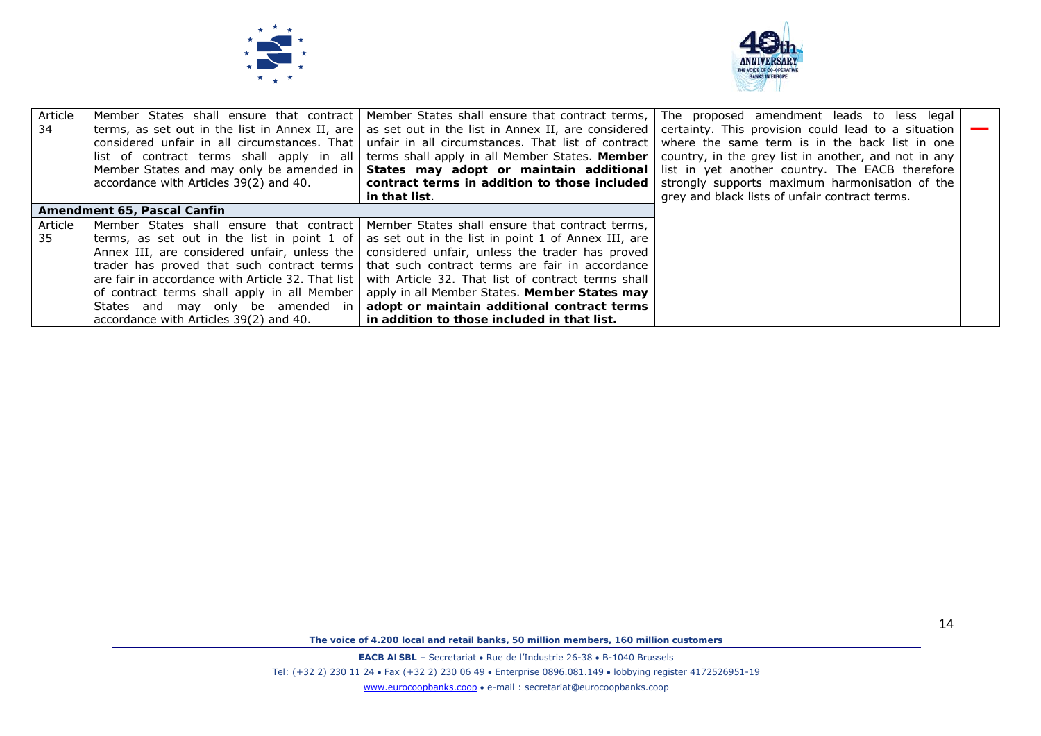| | | | | |
|---|---|---|---|---|
| Article 34 | Member States shall ensure that contract terms, as set out in the list in Annex II, are considered unfair in all circumstances. That list of contract terms shall apply in all Member States and may only be amended in accordance with Articles 39(2) and 40. | Member States shall ensure that contract terms, as set out in the list in Annex II, are considered unfair in all circumstances. That list of contract terms shall apply in all Member States. **Member States may adopt or maintain additional contract terms in addition to those included in that list**. | The proposed amendment leads to less legal certainty. This provision could lead to a situation where the same term is in the back list in one country, in the grey list in another, and not in any list in yet another country. The EACB therefore strongly supports maximum harmonisation of the grey and black lists of unfair contract terms. | — |
| **Amendment 65, Pascal Canfin** | | | | |
| Article 35 | Member States shall ensure that contract terms, as set out in the list in point 1 of Annex III, are considered unfair, unless the trader has proved that such contract terms are fair in accordance with Article 32. That list of contract terms shall apply in all Member States and may only be amended in accordance with Articles 39(2) and 40. | Member States shall ensure that contract terms, as set out in the list in point 1 of Annex III, are considered unfair, unless the trader has proved that such contract terms are fair in accordance with Article 32. That list of contract terms shall apply in all Member States. **Member States may adopt or maintain additional contract terms in addition to those included in that list.** | | |

The voice of 4.200 local and retail banks, 50 million members, 160 million customers

EACB AISBL – Secretariat • Rue de l'Industrie 26-38 • B-1040 Brussels

Tel: (+32 2) 230 11 24 • Fax (+32 2) 230 06 49 • Enterprise 0896.081.149 • lobbying register 4172526951-19

www.eurocoopbanks.coop • e-mail : secretariat@eurocoopbanks.coop